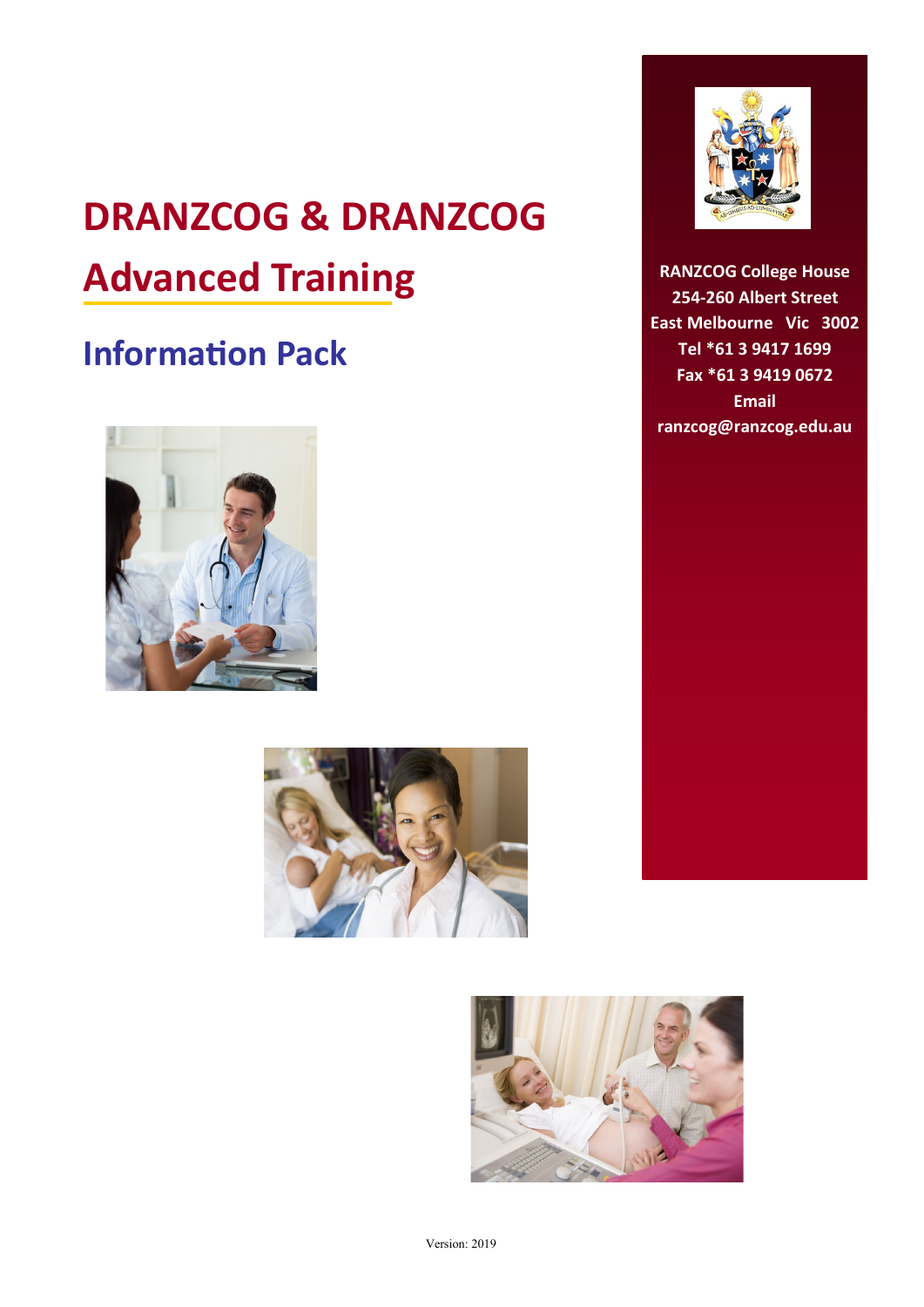# DRANZCOG & DRANZCOG Advanced Training

## Information Pack

RANZCOG College House
254-260 Albert Street
East Melbourne Vic 3002
Tel *61 3 9417 1699
Fax *61 3 9419 0672
Email
ranzcog@ranzcog.edu.au

Version: 2019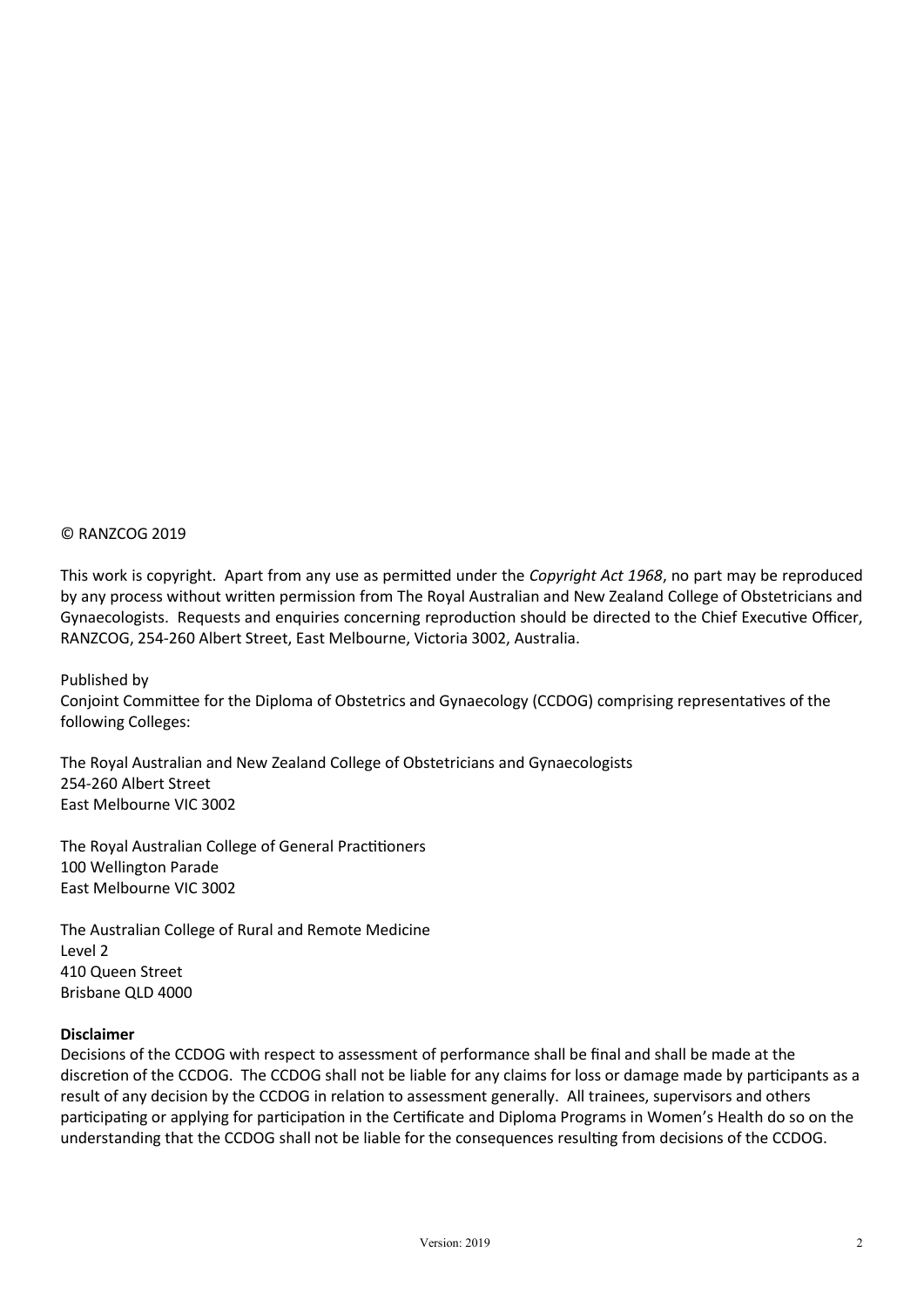© RANZCOG 2019

This work is copyright. Apart from any use as permitted under the *Copyright Act 1968*, no part may be reproduced by any process without written permission from The Royal Australian and New Zealand College of Obstetricians and Gynaecologists. Requests and enquiries concerning reproduction should be directed to the Chief Executive Officer, RANZCOG, 254-260 Albert Street, East Melbourne, Victoria 3002, Australia.

Published by
Conjoint Committee for the Diploma of Obstetrics and Gynaecology (CCDOG) comprising representatives of the following Colleges:

The Royal Australian and New Zealand College of Obstetricians and Gynaecologists
254-260 Albert Street
East Melbourne VIC 3002

The Royal Australian College of General Practitioners
100 Wellington Parade
East Melbourne VIC 3002

The Australian College of Rural and Remote Medicine
Level 2
410 Queen Street
Brisbane QLD 4000

**Disclaimer**
Decisions of the CCDOG with respect to assessment of performance shall be final and shall be made at the discretion of the CCDOG. The CCDOG shall not be liable for any claims for loss or damage made by participants as a result of any decision by the CCDOG in relation to assessment generally. All trainees, supervisors and others participating or applying for participation in the Certificate and Diploma Programs in Women's Health do so on the understanding that the CCDOG shall not be liable for the consequences resulting from decisions of the CCDOG.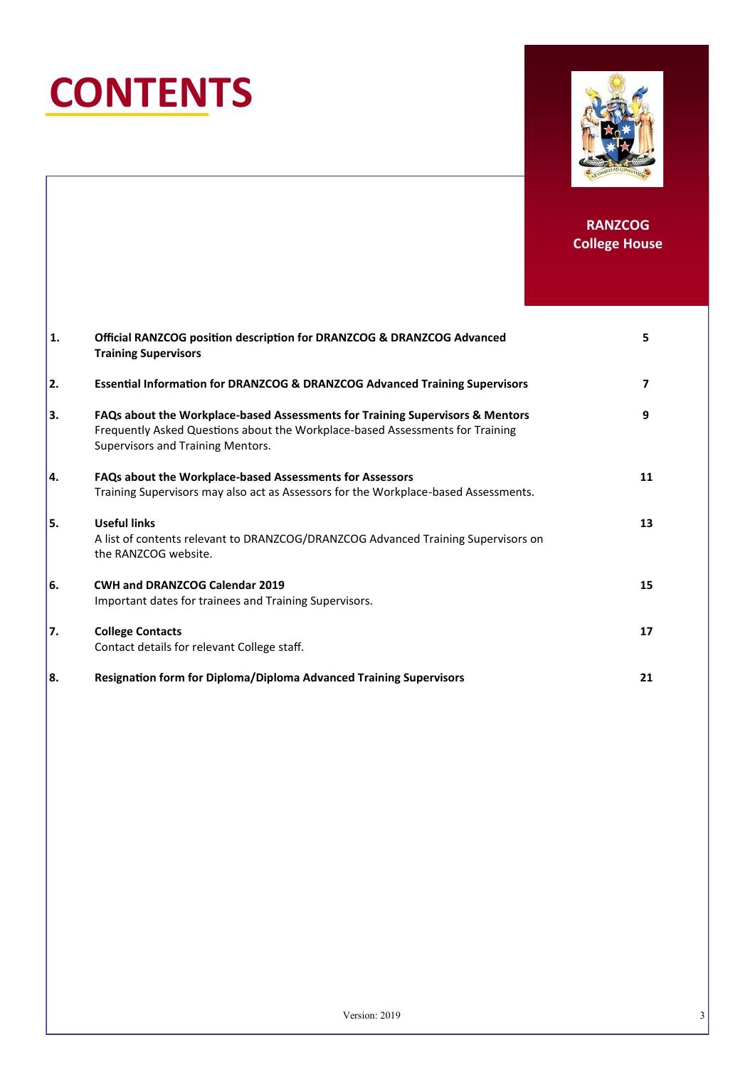# CONTENTS

**RANZCOG College House**

| | | |
|---|---|---|
| **1.** | **Official RANZCOG position description for DRANZCOG & DRANZCOG Advanced Training Supervisors** | **5** |
| **2.** | **Essential Information for DRANZCOG & DRANZCOG Advanced Training Supervisors** | **7** |
| **3.** | **FAQs about the Workplace-based Assessments for Training Supervisors & Mentors**<br>Frequently Asked Questions about the Workplace-based Assessments for Training Supervisors and Training Mentors. | **9** |
| **4.** | **FAQs about the Workplace-based Assessments for Assessors**<br>Training Supervisors may also act as Assessors for the Workplace-based Assessments. | **11** |
| **5.** | **Useful links**<br>A list of contents relevant to DRANZCOG/DRANZCOG Advanced Training Supervisors on the RANZCOG website. | **13** |
| **6.** | **CWH and DRANZCOG Calendar 2019**<br>Important dates for trainees and Training Supervisors. | **15** |
| **7.** | **College Contacts**<br>Contact details for relevant College staff. | **17** |
| **8.** | **Resignation form for Diploma/Diploma Advanced Training Supervisors** | **21** |

Version: 2019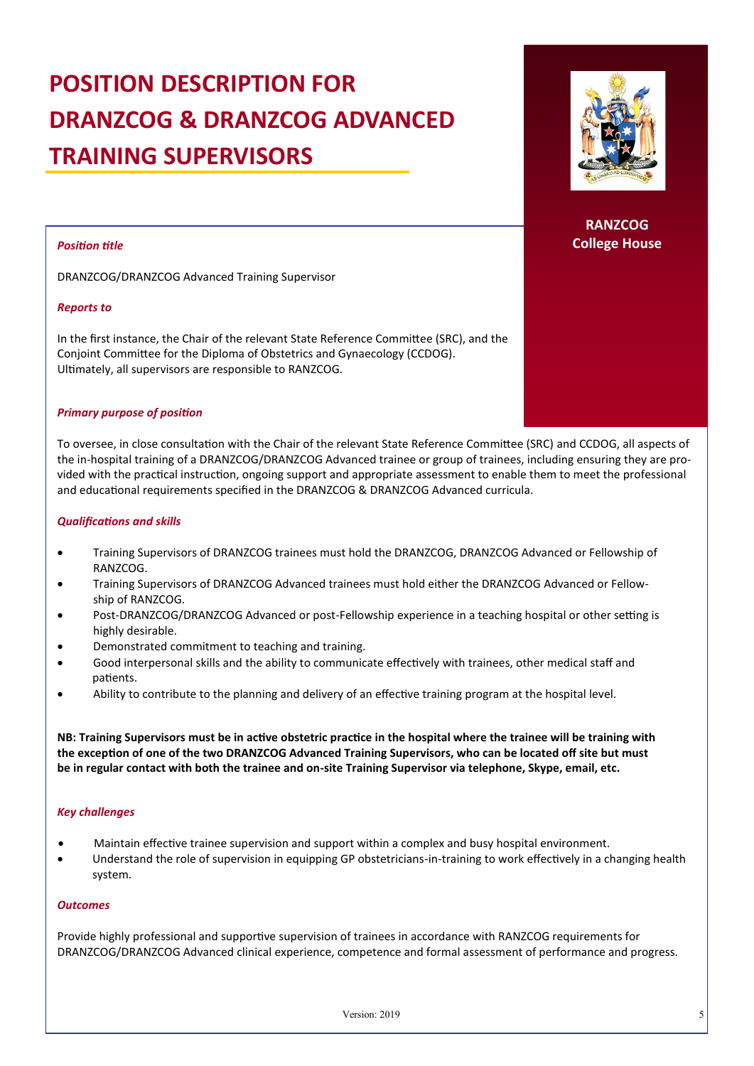# POSITION DESCRIPTION FOR DRANZCOG & DRANZCOG ADVANCED TRAINING SUPERVISORS

**RANZCOG College House**

***Position title***

DRANZCOG/DRANZCOG Advanced Training Supervisor

***Reports to***

In the first instance, the Chair of the relevant State Reference Committee (SRC), and the Conjoint Committee for the Diploma of Obstetrics and Gynaecology (CCDOG). Ultimately, all supervisors are responsible to RANZCOG.

***Primary purpose of position***

To oversee, in close consultation with the Chair of the relevant State Reference Committee (SRC) and CCDOG, all aspects of the in-hospital training of a DRANZCOG/DRANZCOG Advanced trainee or group of trainees, including ensuring they are provided with the practical instruction, ongoing support and appropriate assessment to enable them to meet the professional and educational requirements specified in the DRANZCOG & DRANZCOG Advanced curricula.

***Qualifications and skills***

- Training Supervisors of DRANZCOG trainees must hold the DRANZCOG, DRANZCOG Advanced or Fellowship of RANZCOG.
- Training Supervisors of DRANZCOG Advanced trainees must hold either the DRANZCOG Advanced or Fellowship of RANZCOG.
- Post-DRANZCOG/DRANZCOG Advanced or post-Fellowship experience in a teaching hospital or other setting is highly desirable.
- Demonstrated commitment to teaching and training.
- Good interpersonal skills and the ability to communicate effectively with trainees, other medical staff and patients.
- Ability to contribute to the planning and delivery of an effective training program at the hospital level.

**NB: Training Supervisors must be in active obstetric practice in the hospital where the trainee will be training with the exception of one of the two DRANZCOG Advanced Training Supervisors, who can be located off site but must be in regular contact with both the trainee and on-site Training Supervisor via telephone, Skype, email, etc.**

***Key challenges***

- Maintain effective trainee supervision and support within a complex and busy hospital environment.
- Understand the role of supervision in equipping GP obstetricians-in-training to work effectively in a changing health system.

***Outcomes***

Provide highly professional and supportive supervision of trainees in accordance with RANZCOG requirements for DRANZCOG/DRANZCOG Advanced clinical experience, competence and formal assessment of performance and progress.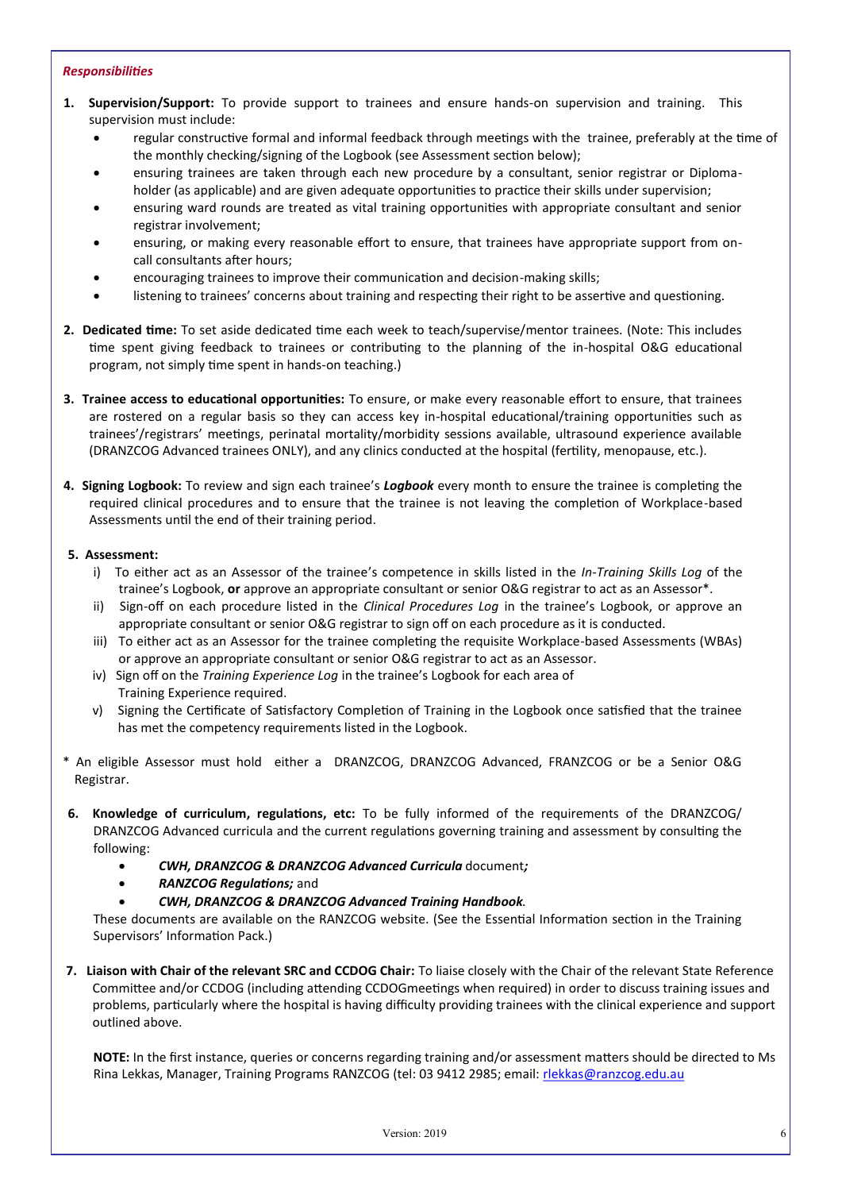***Responsibilities***

1. **Supervision/Support:** To provide support to trainees and ensure hands-on supervision and training. This supervision must include:
   - regular constructive formal and informal feedback through meetings with the trainee, preferably at the time of the monthly checking/signing of the Logbook (see Assessment section below);
   - ensuring trainees are taken through each new procedure by a consultant, senior registrar or Diploma-holder (as applicable) and are given adequate opportunities to practice their skills under supervision;
   - ensuring ward rounds are treated as vital training opportunities with appropriate consultant and senior registrar involvement;
   - ensuring, or making every reasonable effort to ensure, that trainees have appropriate support from on-call consultants after hours;
   - encouraging trainees to improve their communication and decision-making skills;
   - listening to trainees' concerns about training and respecting their right to be assertive and questioning.

2. **Dedicated time:** To set aside dedicated time each week to teach/supervise/mentor trainees. (Note: This includes time spent giving feedback to trainees or contributing to the planning of the in-hospital O&G educational program, not simply time spent in hands-on teaching.)

3. **Trainee access to educational opportunities:** To ensure, or make every reasonable effort to ensure, that trainees are rostered on a regular basis so they can access key in-hospital educational/training opportunities such as trainees'/registrars' meetings, perinatal mortality/morbidity sessions available, ultrasound experience available (DRANZCOG Advanced trainees ONLY), and any clinics conducted at the hospital (fertility, menopause, etc.).

4. **Signing Logbook:** To review and sign each trainee's ***Logbook*** every month to ensure the trainee is completing the required clinical procedures and to ensure that the trainee is not leaving the completion of Workplace-based Assessments until the end of their training period.

5. **Assessment:**
   1. To either act as an Assessor of the trainee's competence in skills listed in the *In-Training Skills Log* of the trainee's Logbook, **or** approve an appropriate consultant or senior O&G registrar to act as an Assessor*.
   2. Sign-off on each procedure listed in the *Clinical Procedures Log* in the trainee's Logbook, or approve an appropriate consultant or senior O&G registrar to sign off on each procedure as it is conducted.
   3. To either act as an Assessor for the trainee completing the requisite Workplace-based Assessments (WBAs) or approve an appropriate consultant or senior O&G registrar to act as an Assessor.
   4. Sign off on the *Training Experience Log* in the trainee's Logbook for each area of Training Experience required.
   5. Signing the Certificate of Satisfactory Completion of Training in the Logbook once satisfied that the trainee has met the competency requirements listed in the Logbook.

\* An eligible Assessor must hold either a DRANZCOG, DRANZCOG Advanced, FRANZCOG or be a Senior O&G Registrar.

6. **Knowledge of curriculum, regulations, etc:** To be fully informed of the requirements of the DRANZCOG/ DRANZCOG Advanced curricula and the current regulations governing training and assessment by consulting the following:
   - ***CWH, DRANZCOG & DRANZCOG Advanced Curricula*** document***;***
   - ***RANZCOG Regulations;*** and
   - ***CWH, DRANZCOG & DRANZCOG Advanced Training Handbook***.

   These documents are available on the RANZCOG website. (See the Essential Information section in the Training Supervisors' Information Pack.)

7. **Liaison with Chair of the relevant SRC and CCDOG Chair:** To liaise closely with the Chair of the relevant State Reference Committee and/or CCDOG (including attending CCDOGmeetings when required) in order to discuss training issues and problems, particularly where the hospital is having difficulty providing trainees with the clinical experience and support outlined above.

   **NOTE:** In the first instance, queries or concerns regarding training and/or assessment matters should be directed to Ms Rina Lekkas, Manager, Training Programs RANZCOG (tel: 03 9412 2985; email: rlekkas@ranzcog.edu.au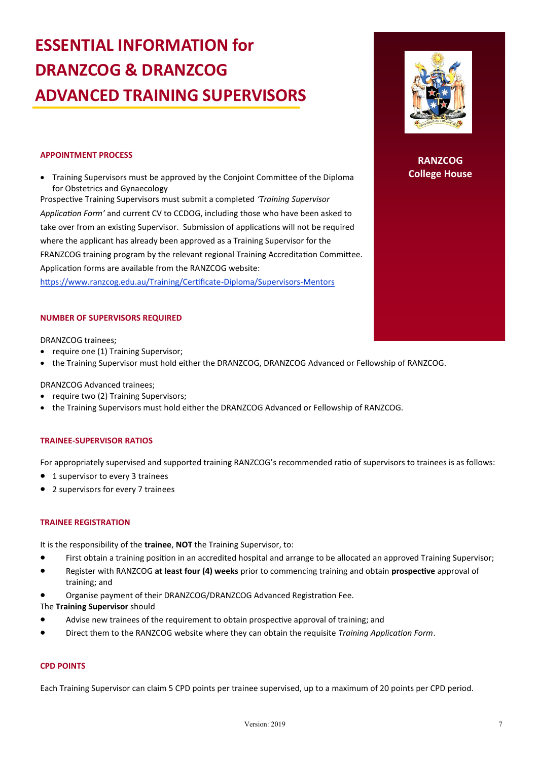# ESSENTIAL INFORMATION for DRANZCOG & DRANZCOG ADVANCED TRAINING SUPERVISORS

RANZCOG College House

### APPOINTMENT PROCESS

- Training Supervisors must be approved by the Conjoint Committee of the Diploma for Obstetrics and Gynaecology

Prospective Training Supervisors must submit a completed *'Training Supervisor Application Form'* and current CV to CCDOG, including those who have been asked to take over from an existing Supervisor. Submission of applications will not be required where the applicant has already been approved as a Training Supervisor for the FRANZCOG training program by the relevant regional Training Accreditation Committee. Application forms are available from the RANZCOG website: https://www.ranzcog.edu.au/Training/Certificate-Diploma/Supervisors-Mentors

### NUMBER OF SUPERVISORS REQUIRED

DRANZCOG trainees;

- require one (1) Training Supervisor;
- the Training Supervisor must hold either the DRANZCOG, DRANZCOG Advanced or Fellowship of RANZCOG.

DRANZCOG Advanced trainees;

- require two (2) Training Supervisors;
- the Training Supervisors must hold either the DRANZCOG Advanced or Fellowship of RANZCOG.

### TRAINEE-SUPERVISOR RATIOS

For appropriately supervised and supported training RANZCOG's recommended ratio of supervisors to trainees is as follows:

- 1 supervisor to every 3 trainees
- 2 supervisors for every 7 trainees

### TRAINEE REGISTRATION

It is the responsibility of the **trainee**, **NOT** the Training Supervisor, to:

- First obtain a training position in an accredited hospital and arrange to be allocated an approved Training Supervisor;
- Register with RANZCOG **at least four (4) weeks** prior to commencing training and obtain **prospective** approval of training; and
- Organise payment of their DRANZCOG/DRANZCOG Advanced Registration Fee.

The **Training Supervisor** should

- Advise new trainees of the requirement to obtain prospective approval of training; and
- Direct them to the RANZCOG website where they can obtain the requisite *Training Application Form*.

### CPD POINTS

Each Training Supervisor can claim 5 CPD points per trainee supervised, up to a maximum of 20 points per CPD period.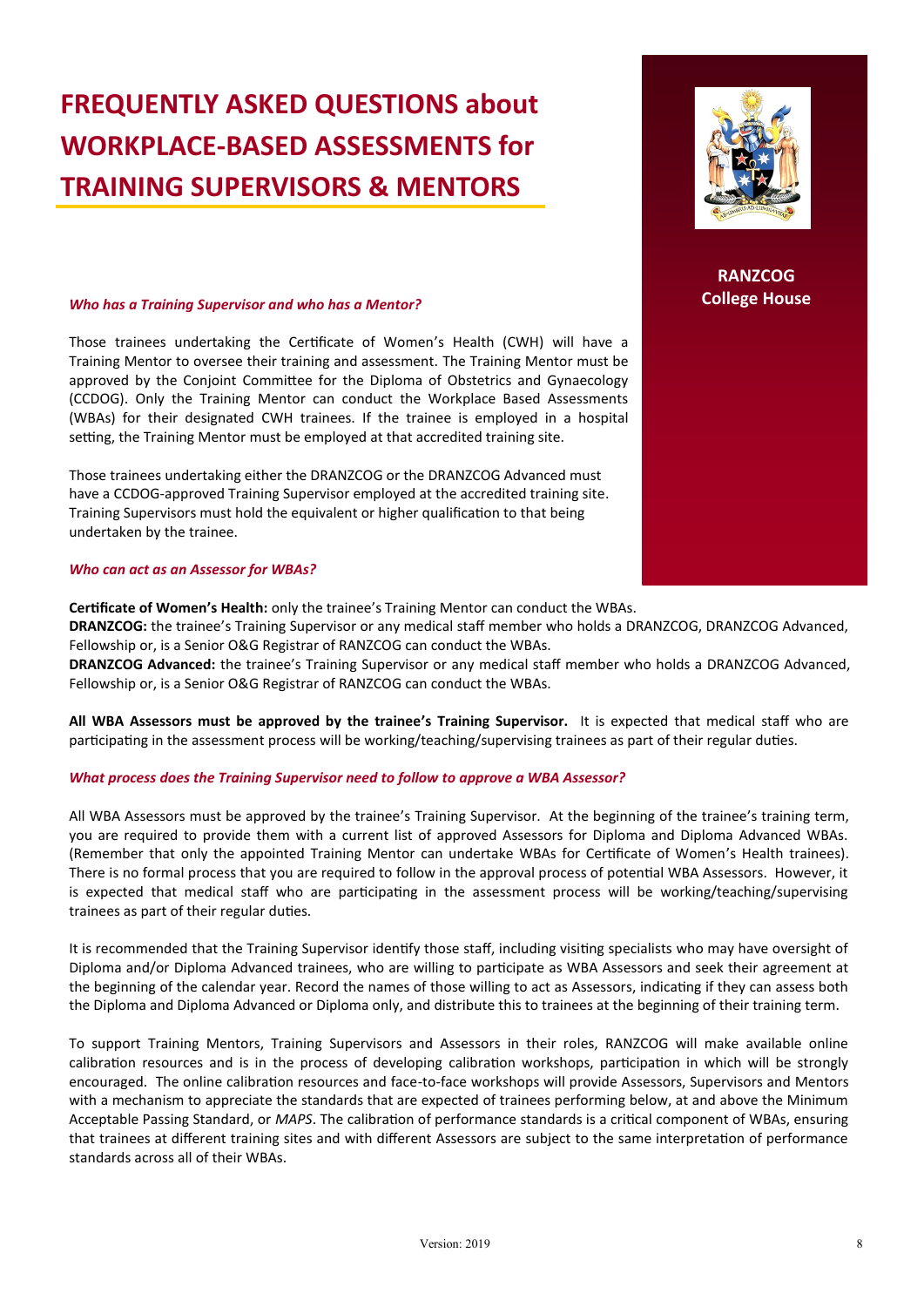# FREQUENTLY ASKED QUESTIONS about WORKPLACE-BASED ASSESSMENTS for TRAINING SUPERVISORS & MENTORS

**RANZCOG College House**

***Who has a Training Supervisor and who has a Mentor?***

Those trainees undertaking the Certificate of Women's Health (CWH) will have a Training Mentor to oversee their training and assessment. The Training Mentor must be approved by the Conjoint Committee for the Diploma of Obstetrics and Gynaecology (CCDOG). Only the Training Mentor can conduct the Workplace Based Assessments (WBAs) for their designated CWH trainees. If the trainee is employed in a hospital setting, the Training Mentor must be employed at that accredited training site.

Those trainees undertaking either the DRANZCOG or the DRANZCOG Advanced must have a CCDOG-approved Training Supervisor employed at the accredited training site. Training Supervisors must hold the equivalent or higher qualification to that being undertaken by the trainee.

***Who can act as an Assessor for WBAs?***

**Certificate of Women's Health:** only the trainee's Training Mentor can conduct the WBAs.
**DRANZCOG:** the trainee's Training Supervisor or any medical staff member who holds a DRANZCOG, DRANZCOG Advanced, Fellowship or, is a Senior O&G Registrar of RANZCOG can conduct the WBAs.
**DRANZCOG Advanced:** the trainee's Training Supervisor or any medical staff member who holds a DRANZCOG Advanced, Fellowship or, is a Senior O&G Registrar of RANZCOG can conduct the WBAs.

**All WBA Assessors must be approved by the trainee's Training Supervisor.** It is expected that medical staff who are participating in the assessment process will be working/teaching/supervising trainees as part of their regular duties.

***What process does the Training Supervisor need to follow to approve a WBA Assessor?***

All WBA Assessors must be approved by the trainee's Training Supervisor. At the beginning of the trainee's training term, you are required to provide them with a current list of approved Assessors for Diploma and Diploma Advanced WBAs. (Remember that only the appointed Training Mentor can undertake WBAs for Certificate of Women's Health trainees). There is no formal process that you are required to follow in the approval process of potential WBA Assessors. However, it is expected that medical staff who are participating in the assessment process will be working/teaching/supervising trainees as part of their regular duties.

It is recommended that the Training Supervisor identify those staff, including visiting specialists who may have oversight of Diploma and/or Diploma Advanced trainees, who are willing to participate as WBA Assessors and seek their agreement at the beginning of the calendar year. Record the names of those willing to act as Assessors, indicating if they can assess both the Diploma and Diploma Advanced or Diploma only, and distribute this to trainees at the beginning of their training term.

To support Training Mentors, Training Supervisors and Assessors in their roles, RANZCOG will make available online calibration resources and is in the process of developing calibration workshops, participation in which will be strongly encouraged. The online calibration resources and face-to-face workshops will provide Assessors, Supervisors and Mentors with a mechanism to appreciate the standards that are expected of trainees performing below, at and above the Minimum Acceptable Passing Standard, or *MAPS*. The calibration of performance standards is a critical component of WBAs, ensuring that trainees at different training sites and with different Assessors are subject to the same interpretation of performance standards across all of their WBAs.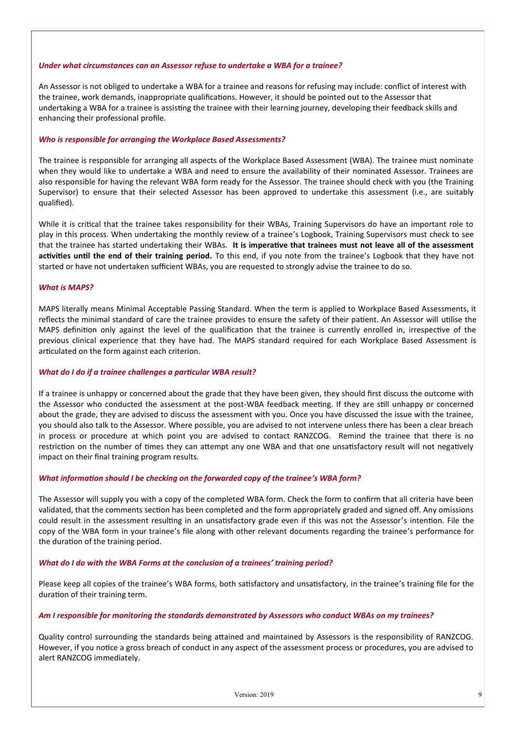### *Under what circumstances can an Assessor refuse to undertake a WBA for a trainee?*

An Assessor is not obliged to undertake a WBA for a trainee and reasons for refusing may include: conflict of interest with the trainee, work demands, inappropriate qualifications. However, it should be pointed out to the Assessor that undertaking a WBA for a trainee is assisting the trainee with their learning journey, developing their feedback skills and enhancing their professional profile.

### *Who is responsible for arranging the Workplace Based Assessments?*

The trainee is responsible for arranging all aspects of the Workplace Based Assessment (WBA). The trainee must nominate when they would like to undertake a WBA and need to ensure the availability of their nominated Assessor. Trainees are also responsible for having the relevant WBA form ready for the Assessor. The trainee should check with you (the Training Supervisor) to ensure that their selected Assessor has been approved to undertake this assessment (i.e., are suitably qualified).

While it is critical that the trainee takes responsibility for their WBAs, Training Supervisors do have an important role to play in this process. When undertaking the monthly review of a trainee's Logbook, Training Supervisors must check to see that the trainee has started undertaking their WBAs. **It is imperative that trainees must not leave all of the assessment activities until the end of their training period.** To this end, if you note from the trainee's Logbook that they have not started or have not undertaken sufficient WBAs, you are requested to strongly advise the trainee to do so.

### *What is MAPS?*

MAPS literally means Minimal Acceptable Passing Standard. When the term is applied to Workplace Based Assessments, it reflects the minimal standard of care the trainee provides to ensure the safety of their patient. An Assessor will utilise the MAPS definition only against the level of the qualification that the trainee is currently enrolled in, irrespective of the previous clinical experience that they have had. The MAPS standard required for each Workplace Based Assessment is articulated on the form against each criterion.

### *What do I do if a trainee challenges a particular WBA result?*

If a trainee is unhappy or concerned about the grade that they have been given, they should first discuss the outcome with the Assessor who conducted the assessment at the post-WBA feedback meeting. If they are still unhappy or concerned about the grade, they are advised to discuss the assessment with you. Once you have discussed the issue with the trainee, you should also talk to the Assessor. Where possible, you are advised to not intervene unless there has been a clear breach in process or procedure at which point you are advised to contact RANZCOG. Remind the trainee that there is no restriction on the number of times they can attempt any one WBA and that one unsatisfactory result will not negatively impact on their final training program results.

### *What information should I be checking on the forwarded copy of the trainee's WBA form?*

The Assessor will supply you with a copy of the completed WBA form. Check the form to confirm that all criteria have been validated, that the comments section has been completed and the form appropriately graded and signed off. Any omissions could result in the assessment resulting in an unsatisfactory grade even if this was not the Assessor's intention. File the copy of the WBA form in your trainee's file along with other relevant documents regarding the trainee's performance for the duration of the training period.

### *What do I do with the WBA Forms at the conclusion of a trainees' training period?*

Please keep all copies of the trainee's WBA forms, both satisfactory and unsatisfactory, in the trainee's training file for the duration of their training term.

### *Am I responsible for monitoring the standards demonstrated by Assessors who conduct WBAs on my trainees?*

Quality control surrounding the standards being attained and maintained by Assessors is the responsibility of RANZCOG. However, if you notice a gross breach of conduct in any aspect of the assessment process or procedures, you are advised to alert RANZCOG immediately.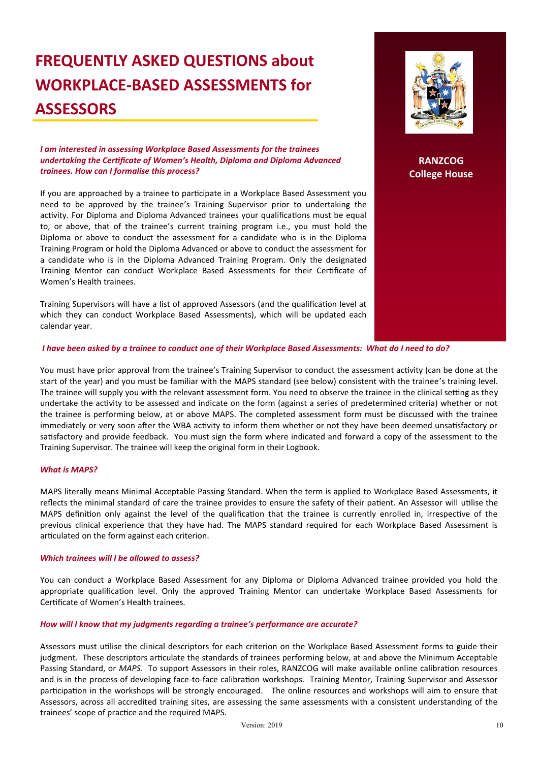# FREQUENTLY ASKED QUESTIONS about WORKPLACE-BASED ASSESSMENTS for ASSESSORS

RANZCOG College House

***I am interested in assessing Workplace Based Assessments for the trainees undertaking the Certificate of Women's Health, Diploma and Diploma Advanced trainees. How can I formalise this process?***

If you are approached by a trainee to participate in a Workplace Based Assessment you need to be approved by the trainee's Training Supervisor prior to undertaking the activity. For Diploma and Diploma Advanced trainees your qualifications must be equal to, or above, that of the trainee's current training program i.e., you must hold the Diploma or above to conduct the assessment for a candidate who is in the Diploma Training Program or hold the Diploma Advanced or above to conduct the assessment for a candidate who is in the Diploma Advanced Training Program. Only the designated Training Mentor can conduct Workplace Based Assessments for their Certificate of Women's Health trainees.

Training Supervisors will have a list of approved Assessors (and the qualification level at which they can conduct Workplace Based Assessments), which will be updated each calendar year.

***I have been asked by a trainee to conduct one of their Workplace Based Assessments: What do I need to do?***

You must have prior approval from the trainee's Training Supervisor to conduct the assessment activity (can be done at the start of the year) and you must be familiar with the MAPS standard (see below) consistent with the trainee's training level. The trainee will supply you with the relevant assessment form. You need to observe the trainee in the clinical setting as they undertake the activity to be assessed and indicate on the form (against a series of predetermined criteria) whether or not the trainee is performing below, at or above MAPS. The completed assessment form must be discussed with the trainee immediately or very soon after the WBA activity to inform them whether or not they have been deemed unsatisfactory or satisfactory and provide feedback. You must sign the form where indicated and forward a copy of the assessment to the Training Supervisor. The trainee will keep the original form in their Logbook.

***What is MAPS?***

MAPS literally means Minimal Acceptable Passing Standard. When the term is applied to Workplace Based Assessments, it reflects the minimal standard of care the trainee provides to ensure the safety of their patient. An Assessor will utilise the MAPS definition only against the level of the qualification that the trainee is currently enrolled in, irrespective of the previous clinical experience that they have had. The MAPS standard required for each Workplace Based Assessment is articulated on the form against each criterion.

***Which trainees will I be allowed to assess?***

You can conduct a Workplace Based Assessment for any Diploma or Diploma Advanced trainee provided you hold the appropriate qualification level. Only the approved Training Mentor can undertake Workplace Based Assessments for Certificate of Women's Health trainees.

***How will I know that my judgments regarding a trainee's performance are accurate?***

Assessors must utilise the clinical descriptors for each criterion on the Workplace Based Assessment forms to guide their judgment. These descriptors articulate the standards of trainees performing below, at and above the Minimum Acceptable Passing Standard, or *MAPS*. To support Assessors in their roles, RANZCOG will make available online calibration resources and is in the process of developing face-to-face calibration workshops. Training Mentor, Training Supervisor and Assessor participation in the workshops will be strongly encouraged. The online resources and workshops will aim to ensure that Assessors, across all accredited training sites, are assessing the same assessments with a consistent understanding of the trainees' scope of practice and the required MAPS.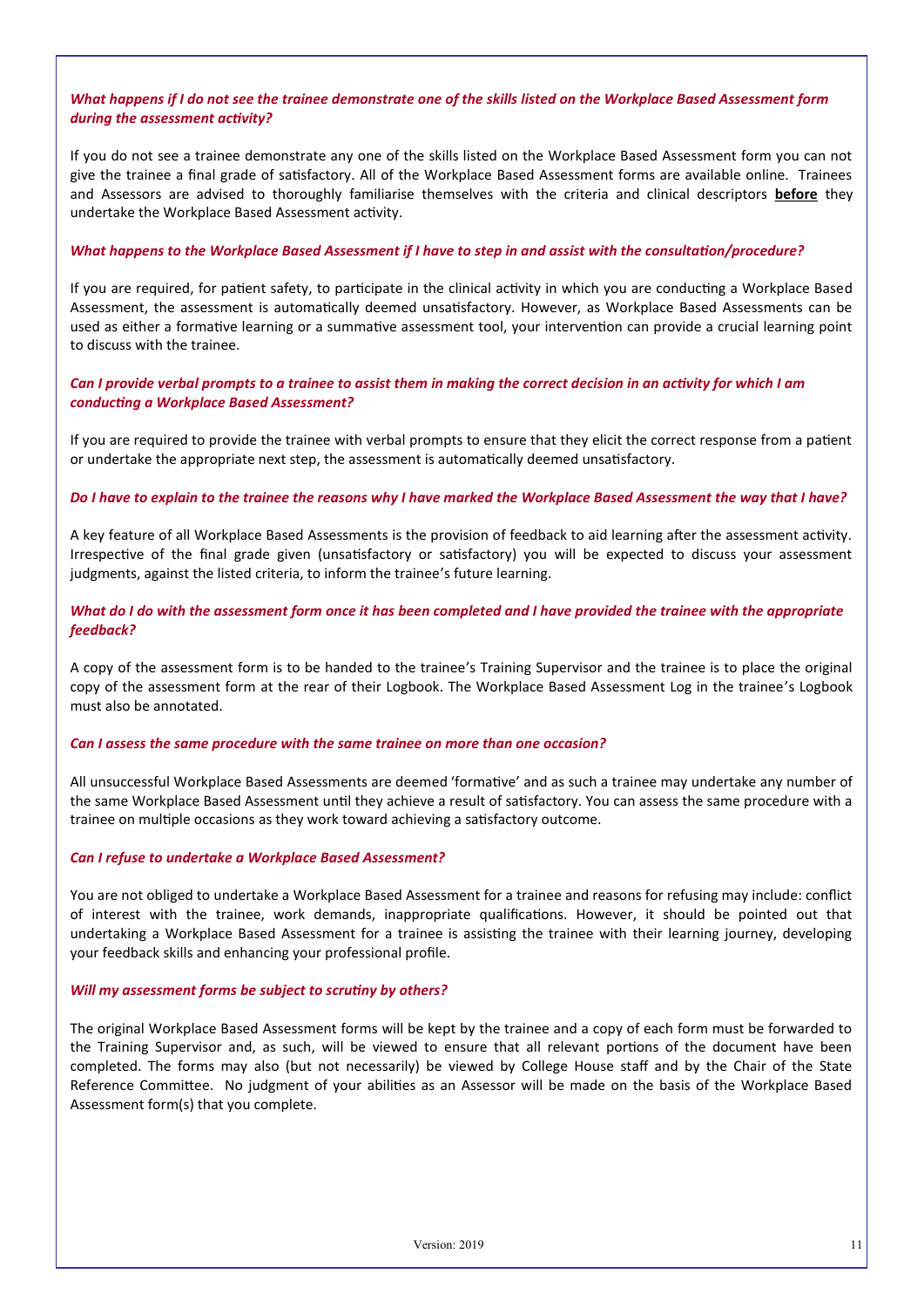***What happens if I do not see the trainee demonstrate one of the skills listed on the Workplace Based Assessment form during the assessment activity?***

If you do not see a trainee demonstrate any one of the skills listed on the Workplace Based Assessment form you can not give the trainee a final grade of satisfactory. All of the Workplace Based Assessment forms are available online. Trainees and Assessors are advised to thoroughly familiarise themselves with the criteria and clinical descriptors **before** they undertake the Workplace Based Assessment activity.

***What happens to the Workplace Based Assessment if I have to step in and assist with the consultation/procedure?***

If you are required, for patient safety, to participate in the clinical activity in which you are conducting a Workplace Based Assessment, the assessment is automatically deemed unsatisfactory. However, as Workplace Based Assessments can be used as either a formative learning or a summative assessment tool, your intervention can provide a crucial learning point to discuss with the trainee.

***Can I provide verbal prompts to a trainee to assist them in making the correct decision in an activity for which I am conducting a Workplace Based Assessment?***

If you are required to provide the trainee with verbal prompts to ensure that they elicit the correct response from a patient or undertake the appropriate next step, the assessment is automatically deemed unsatisfactory.

***Do I have to explain to the trainee the reasons why I have marked the Workplace Based Assessment the way that I have?***

A key feature of all Workplace Based Assessments is the provision of feedback to aid learning after the assessment activity. Irrespective of the final grade given (unsatisfactory or satisfactory) you will be expected to discuss your assessment judgments, against the listed criteria, to inform the trainee's future learning.

***What do I do with the assessment form once it has been completed and I have provided the trainee with the appropriate feedback?***

A copy of the assessment form is to be handed to the trainee's Training Supervisor and the trainee is to place the original copy of the assessment form at the rear of their Logbook. The Workplace Based Assessment Log in the trainee's Logbook must also be annotated.

***Can I assess the same procedure with the same trainee on more than one occasion?***

All unsuccessful Workplace Based Assessments are deemed 'formative' and as such a trainee may undertake any number of the same Workplace Based Assessment until they achieve a result of satisfactory. You can assess the same procedure with a trainee on multiple occasions as they work toward achieving a satisfactory outcome.

***Can I refuse to undertake a Workplace Based Assessment?***

You are not obliged to undertake a Workplace Based Assessment for a trainee and reasons for refusing may include: conflict of interest with the trainee, work demands, inappropriate qualifications. However, it should be pointed out that undertaking a Workplace Based Assessment for a trainee is assisting the trainee with their learning journey, developing your feedback skills and enhancing your professional profile.

***Will my assessment forms be subject to scrutiny by others?***

The original Workplace Based Assessment forms will be kept by the trainee and a copy of each form must be forwarded to the Training Supervisor and, as such, will be viewed to ensure that all relevant portions of the document have been completed. The forms may also (but not necessarily) be viewed by College House staff and by the Chair of the State Reference Committee. No judgment of your abilities as an Assessor will be made on the basis of the Workplace Based Assessment form(s) that you complete.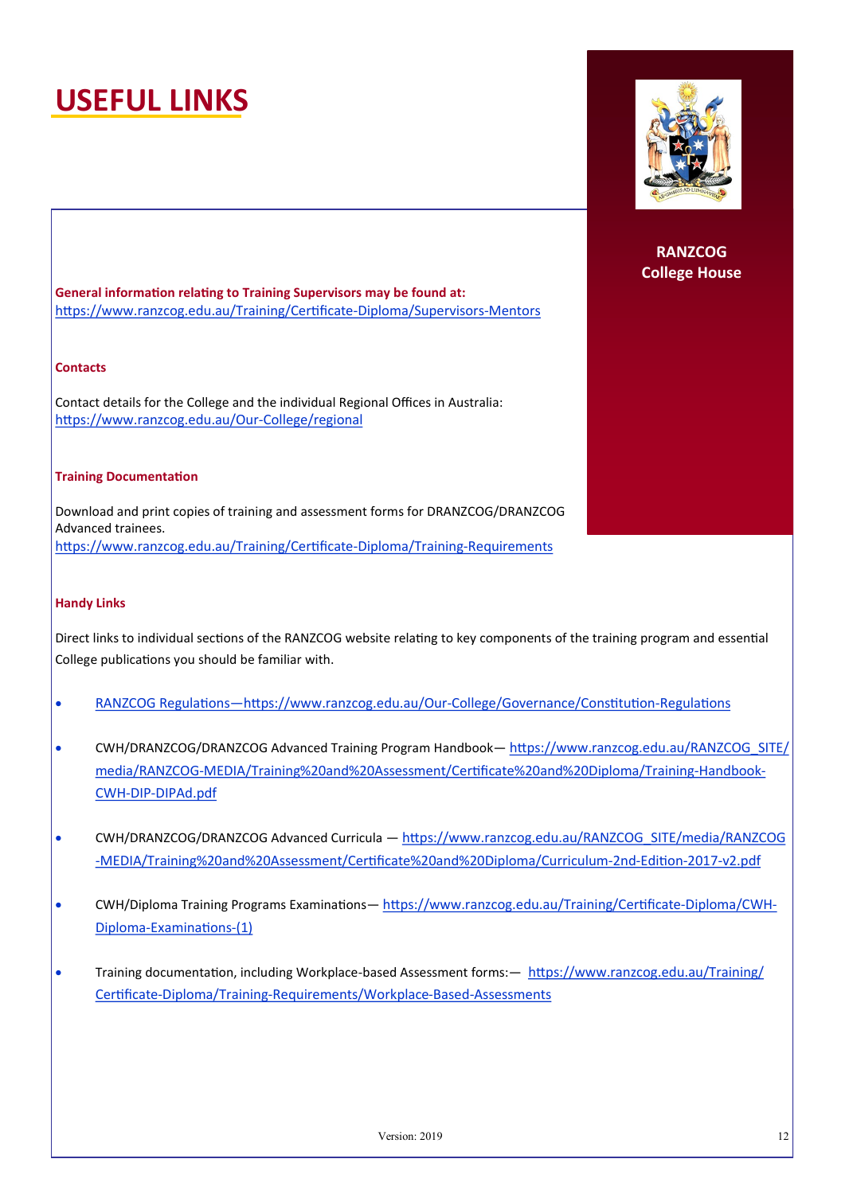# USEFUL LINKS

**RANZCOG College House**

**General information relating to Training Supervisors may be found at:**
https://www.ranzcog.edu.au/Training/Certificate-Diploma/Supervisors-Mentors

**Contacts**

Contact details for the College and the individual Regional Offices in Australia:
https://www.ranzcog.edu.au/Our-College/regional

**Training Documentation**

Download and print copies of training and assessment forms for DRANZCOG/DRANZCOG Advanced trainees.
https://www.ranzcog.edu.au/Training/Certificate-Diploma/Training-Requirements

**Handy Links**

Direct links to individual sections of the RANZCOG website relating to key components of the training program and essential College publications you should be familiar with.

- RANZCOG Regulations—https://www.ranzcog.edu.au/Our-College/Governance/Constitution-Regulations
- CWH/DRANZCOG/DRANZCOG Advanced Training Program Handbook— https://www.ranzcog.edu.au/RANZCOG_SITE/media/RANZCOG-MEDIA/Training%20and%20Assessment/Certificate%20and%20Diploma/Training-Handbook-CWH-DIP-DIPAd.pdf
- CWH/DRANZCOG/DRANZCOG Advanced Curricula — https://www.ranzcog.edu.au/RANZCOG_SITE/media/RANZCOG-MEDIA/Training%20and%20Assessment/Certificate%20and%20Diploma/Curriculum-2nd-Edition-2017-v2.pdf
- CWH/Diploma Training Programs Examinations— https://www.ranzcog.edu.au/Training/Certificate-Diploma/CWH-Diploma-Examinations-(1)
- Training documentation, including Workplace-based Assessment forms:— https://www.ranzcog.edu.au/Training/Certificate-Diploma/Training-Requirements/Workplace-Based-Assessments

Version: 2019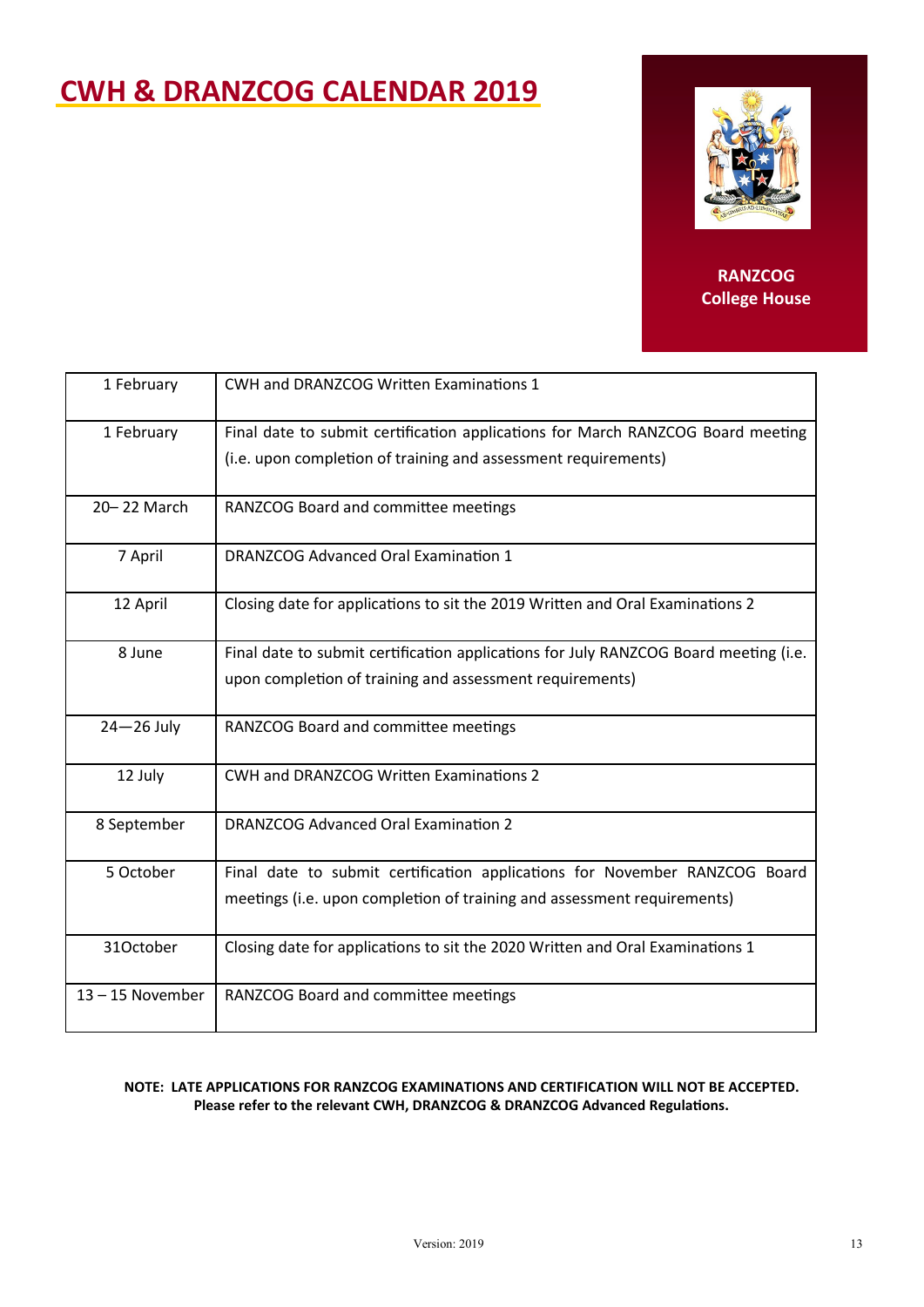# CWH & DRANZCOG CALENDAR 2019

**RANZCOG**
**College House**

| | |
|---|---|
| 1 February | CWH and DRANZCOG Written Examinations 1 |
| 1 February | Final date to submit certification applications for March RANZCOG Board meeting (i.e. upon completion of training and assessment requirements) |
| 20– 22 March | RANZCOG Board and committee meetings |
| 7 April | DRANZCOG Advanced Oral Examination 1 |
| 12 April | Closing date for applications to sit the 2019 Written and Oral Examinations 2 |
| 8 June | Final date to submit certification applications for July RANZCOG Board meeting (i.e. upon completion of training and assessment requirements) |
| 24—26 July | RANZCOG Board and committee meetings |
| 12 July | CWH and DRANZCOG Written Examinations 2 |
| 8 September | DRANZCOG Advanced Oral Examination 2 |
| 5 October | Final date to submit certification applications for November RANZCOG Board meetings (i.e. upon completion of training and assessment requirements) |
| 31October | Closing date for applications to sit the 2020 Written and Oral Examinations 1 |
| 13 – 15 November | RANZCOG Board and committee meetings |

**NOTE: LATE APPLICATIONS FOR RANZCOG EXAMINATIONS AND CERTIFICATION WILL NOT BE ACCEPTED.**
**Please refer to the relevant CWH, DRANZCOG & DRANZCOG Advanced Regulations.**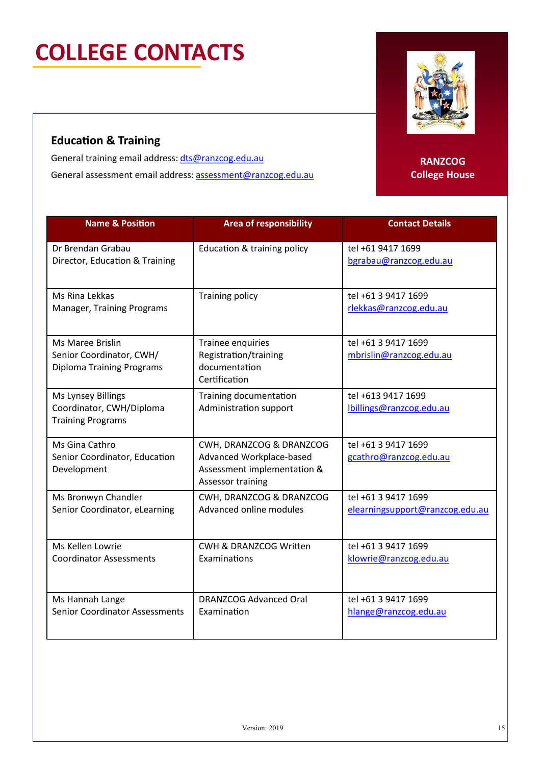# COLLEGE CONTACTS

RANZCOG College House

## Education & Training

General training email address: dts@ranzcog.edu.au

General assessment email address: assessment@ranzcog.edu.au

| Name & Position | Area of responsibility | Contact Details |
|---|---|---|
| Dr Brendan Grabau<br>Director, Education & Training | Education & training policy | tel +61 9417 1699<br>bgrabau@ranzcog.edu.au |
| Ms Rina Lekkas<br>Manager, Training Programs | Training policy | tel +61 3 9417 1699<br>rlekkas@ranzcog.edu.au |
| Ms Maree Brislin<br>Senior Coordinator, CWH/ Diploma Training Programs | Trainee enquiries<br>Registration/training documentation<br>Certification | tel +61 3 9417 1699<br>mbrislin@ranzcog.edu.au |
| Ms Lynsey Billings<br>Coordinator, CWH/Diploma Training Programs | Training documentation<br>Administration support | tel +613 9417 1699<br>lbillings@ranzcog.edu.au |
| Ms Gina Cathro<br>Senior Coordinator, Education Development | CWH, DRANZCOG & DRANZCOG Advanced Workplace-based Assessment implementation & Assessor training | tel +61 3 9417 1699<br>gcathro@ranzcog.edu.au |
| Ms Bronwyn Chandler<br>Senior Coordinator, eLearning | CWH, DRANZCOG & DRANZCOG Advanced online modules | tel +61 3 9417 1699<br>elearningsupport@ranzcog.edu.au |
| Ms Kellen Lowrie<br>Coordinator Assessments | CWH & DRANZCOG Written Examinations | tel +61 3 9417 1699<br>klowrie@ranzcog.edu.au |
| Ms Hannah Lange<br>Senior Coordinator Assessments | DRANZCOG Advanced Oral Examination | tel +61 3 9417 1699<br>hlange@ranzcog.edu.au |

Version: 2019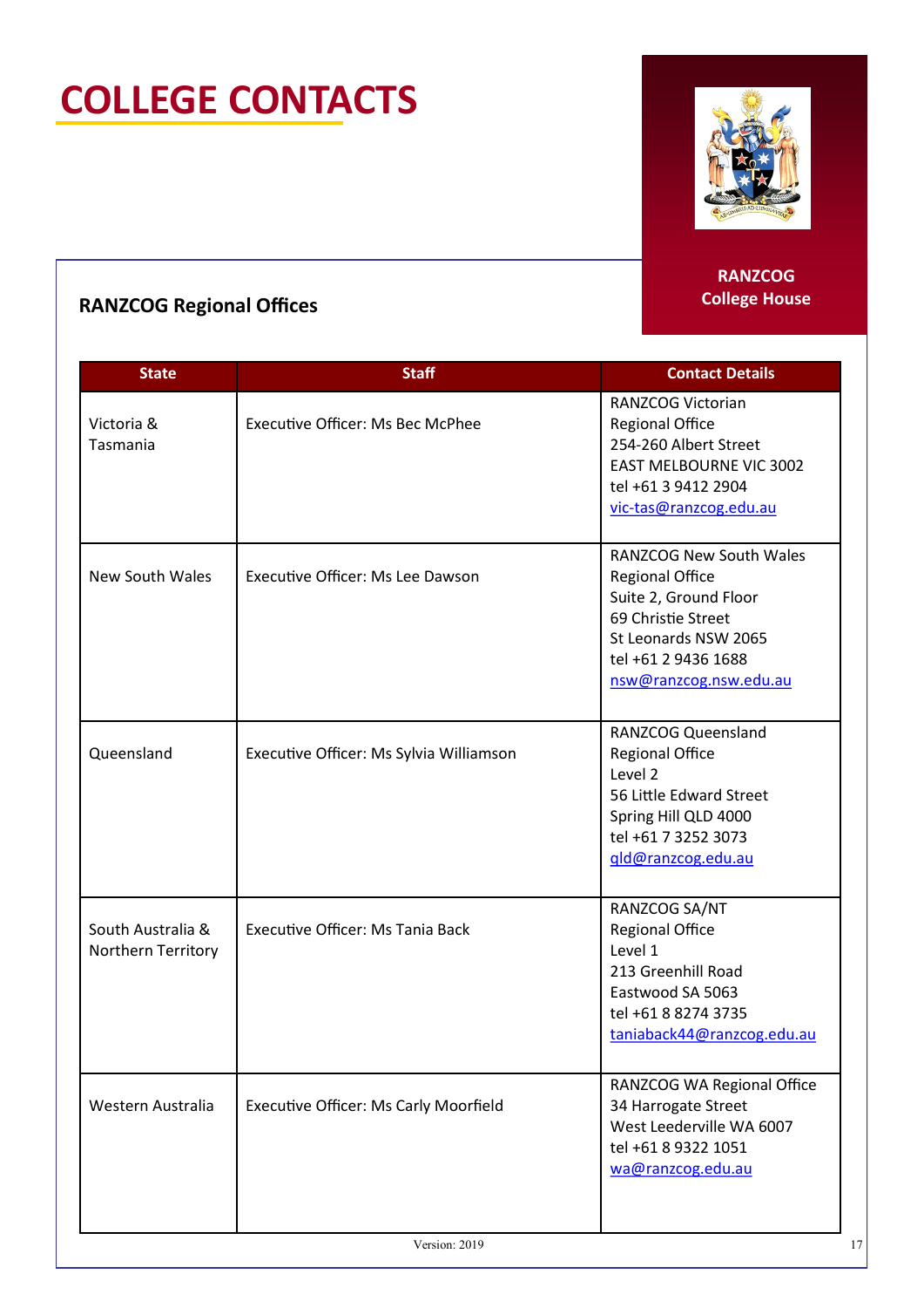# COLLEGE CONTACTS

**RANZCOG College House**

## RANZCOG Regional Offices

| State | Staff | Contact Details |
|---|---|---|
| Victoria & Tasmania | Executive Officer: Ms Bec McPhee | RANZCOG Victorian Regional Office<br>254-260 Albert Street<br>EAST MELBOURNE VIC 3002<br>tel +61 3 9412 2904<br>vic-tas@ranzcog.edu.au |
| New South Wales | Executive Officer: Ms Lee Dawson | RANZCOG New South Wales Regional Office<br>Suite 2, Ground Floor<br>69 Christie Street<br>St Leonards NSW 2065<br>tel +61 2 9436 1688<br>nsw@ranzcog.nsw.edu.au |
| Queensland | Executive Officer: Ms Sylvia Williamson | RANZCOG Queensland Regional Office<br>Level 2<br>56 Little Edward Street<br>Spring Hill QLD 4000<br>tel +61 7 3252 3073<br>qld@ranzcog.edu.au |
| South Australia & Northern Territory | Executive Officer: Ms Tania Back | RANZCOG SA/NT Regional Office<br>Level 1<br>213 Greenhill Road<br>Eastwood SA 5063<br>tel +61 8 8274 3735<br>taniaback44@ranzcog.edu.au |
| Western Australia | Executive Officer: Ms Carly Moorfield | RANZCOG WA Regional Office<br>34 Harrogate Street<br>West Leederville WA 6007<br>tel +61 8 9322 1051<br>wa@ranzcog.edu.au |

Version: 2019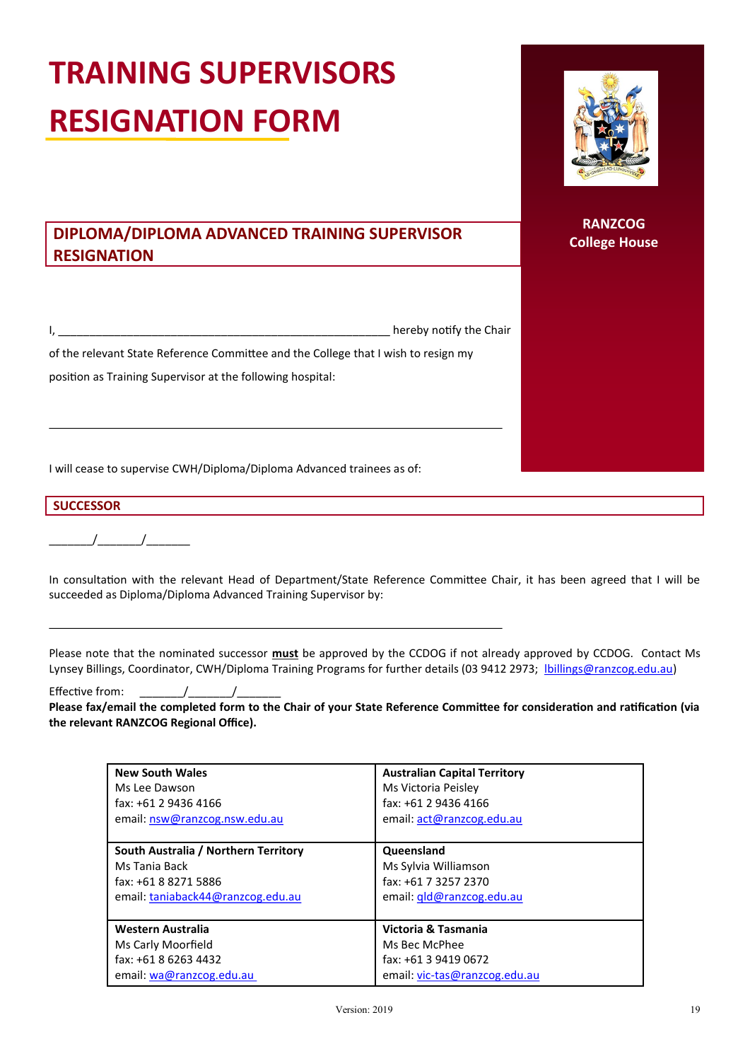# TRAINING SUPERVISORS RESIGNATION FORM

RANZCOG College House

## DIPLOMA/DIPLOMA ADVANCED TRAINING SUPERVISOR RESIGNATION

I, ______________________________________________________ hereby notify the Chair of the relevant State Reference Committee and the College that I wish to resign my position as Training Supervisor at the following hospital:

__________________________________________________________________________

I will cease to supervise CWH/Diploma/Diploma Advanced trainees as of:

_______/_______/_______

## SUCCESSOR

In consultation with the relevant Head of Department/State Reference Committee Chair, it has been agreed that I will be succeeded as Diploma/Diploma Advanced Training Supervisor by:

__________________________________________________________________________

Please note that the nominated successor **must** be approved by the CCDOG if not already approved by CCDOG. Contact Ms Lynsey Billings, Coordinator, CWH/Diploma Training Programs for further details (03 9412 2973; lbillings@ranzcog.edu.au)

Effective from: _______/_______/_______

**Please fax/email the completed form to the Chair of your State Reference Committee for consideration and ratification (via the relevant RANZCOG Regional Office).**

| | |
|---|---|
| **New South Wales**<br>Ms Lee Dawson<br>fax: +61 2 9436 4166<br>email: nsw@ranzcog.nsw.edu.au | **Australian Capital Territory**<br>Ms Victoria Peisley<br>fax: +61 2 9436 4166<br>email: act@ranzcog.edu.au |
| **South Australia / Northern Territory**<br>Ms Tania Back<br>fax: +61 8 8271 5886<br>email: taniaback44@ranzcog.edu.au | **Queensland**<br>Ms Sylvia Williamson<br>fax: +61 7 3257 2370<br>email: qld@ranzcog.edu.au |
| **Western Australia**<br>Ms Carly Moorfield<br>fax: +61 8 6263 4432<br>email: wa@ranzcog.edu.au | **Victoria & Tasmania**<br>Ms Bec McPhee<br>fax: +61 3 9419 0672<br>email: vic-tas@ranzcog.edu.au |

Version: 2019